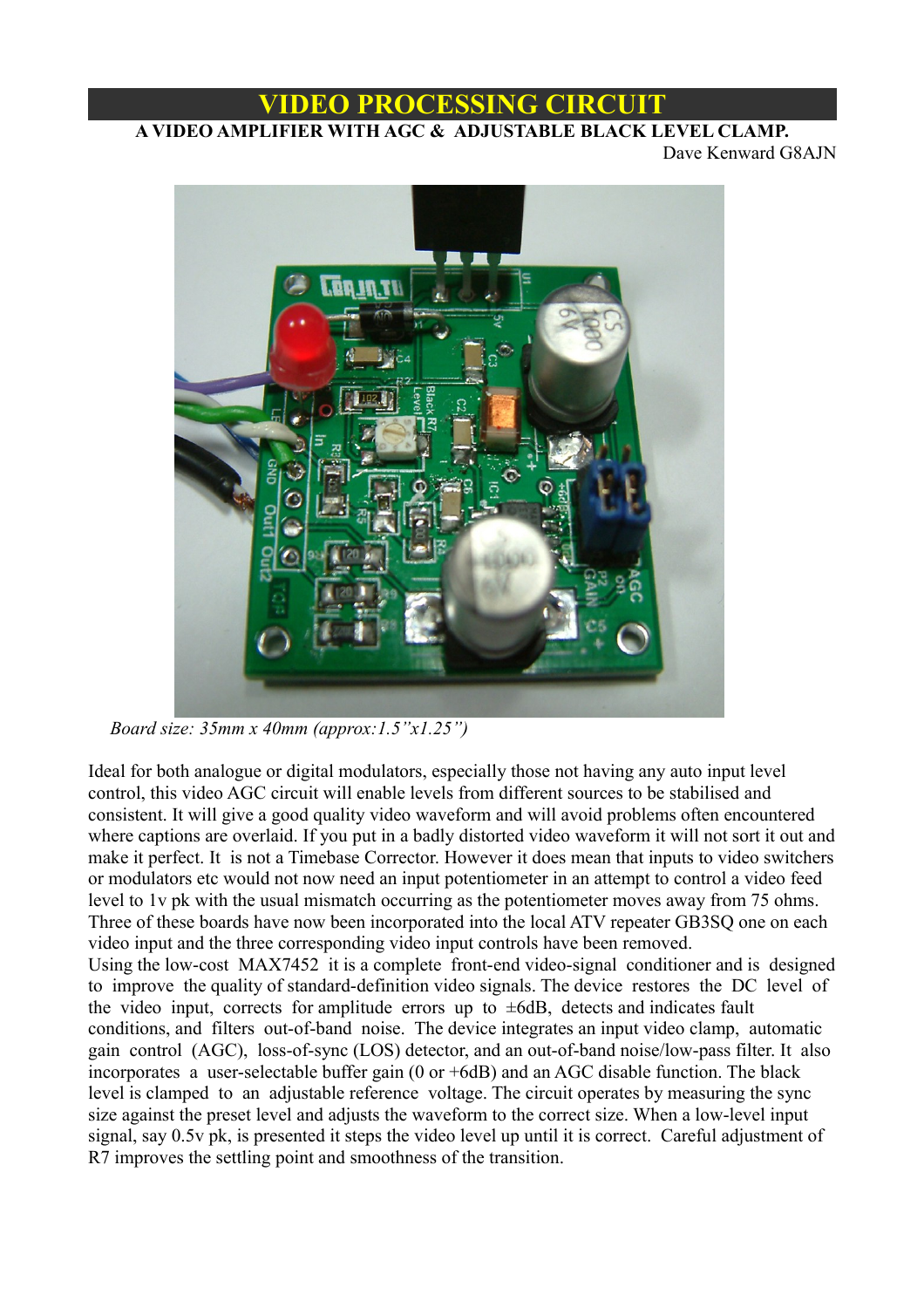# VIDEO PROCESSING CIRCUIT

**A VIDEO AMPLIFIER WITH AGC & ADJUSTABLE BLACK LEVEL CLAMP.**

Dave Kenward G8AJN

*Board size: 35mm x 40mm (approx:1.5"x1.25")*

Ideal for both analogue or digital modulators, especially those not having any auto input level control, this video AGC circuit will enable levels from different sources to be stabilised and consistent. It will give a good quality video waveform and will avoid problems often encountered where captions are overlaid. If you put in a badly distorted video waveform it will not sort it out and make it perfect. It is not a Timebase Corrector. However it does mean that inputs to video switchers or modulators etc would not now need an input potentiometer in an attempt to control a video feed level to 1v pk with the usual mismatch occurring as the potentiometer moves away from 75 ohms. Three of these boards have now been incorporated into the local ATV repeater GB3SQ one on each video input and the three corresponding video input controls have been removed.

Using the low-cost MAX7452 it is a complete front-end video-signal conditioner and is designed to improve the quality of standard-definition video signals. The device restores the DC level of the video input, corrects for amplitude errors up to ±6dB, detects and indicates fault conditions, and filters out-of-band noise. The device integrates an input video clamp, automatic gain control (AGC), loss-of-sync (LOS) detector, and an out-of-band noise/low-pass filter. It also incorporates a user-selectable buffer gain (0 or +6dB) and an AGC disable function. The black level is clamped to an adjustable reference voltage. The circuit operates by measuring the sync size against the preset level and adjusts the waveform to the correct size. When a low-level input signal, say 0.5v pk, is presented it steps the video level up until it is correct. Careful adjustment of R7 improves the settling point and smoothness of the transition.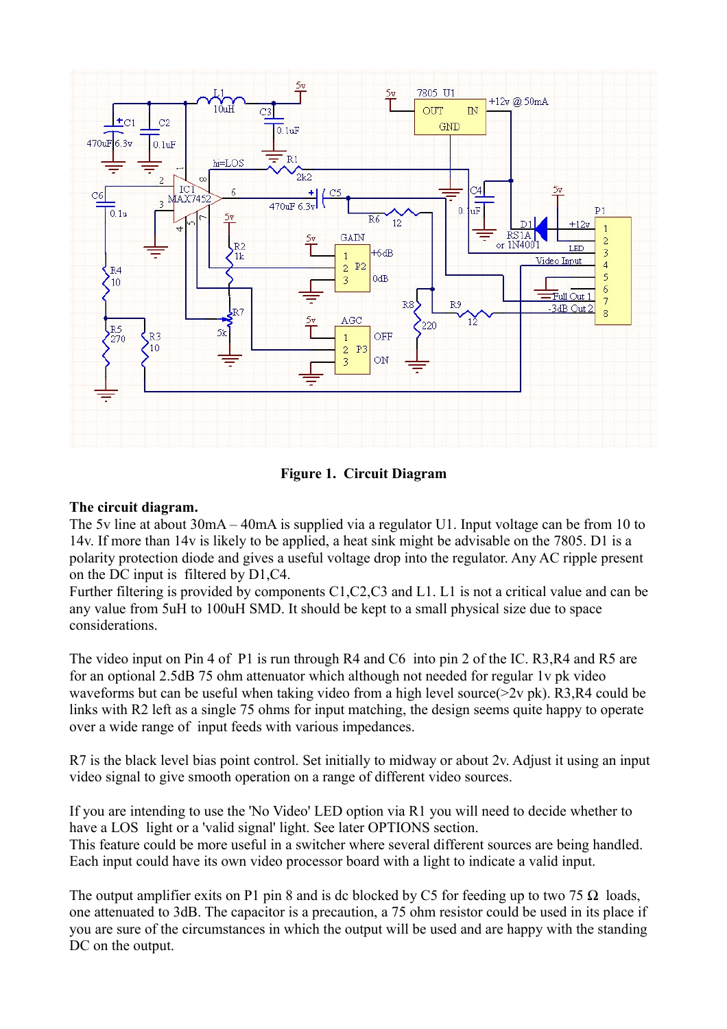**Figure 1. Circuit Diagram**

**The circuit diagram.**

The 5v line at about 30mA – 40mA is supplied via a regulator U1. Input voltage can be from 10 to 14v. If more than 14v is likely to be applied, a heat sink might be advisable on the 7805. D1 is a polarity protection diode and gives a useful voltage drop into the regulator. Any AC ripple present on the DC input is filtered by D1,C4.

Further filtering is provided by components C1,C2,C3 and L1. L1 is not a critical value and can be any value from 5uH to 100uH SMD. It should be kept to a small physical size due to space considerations.

The video input on Pin 4 of P1 is run through R4 and C6 into pin 2 of the IC. R3,R4 and R5 are for an optional 2.5dB 75 ohm attenuator which although not needed for regular 1v pk video waveforms but can be useful when taking video from a high level source(>2v pk). R3,R4 could be links with R2 left as a single 75 ohms for input matching, the design seems quite happy to operate over a wide range of input feeds with various impedances.

R7 is the black level bias point control. Set initially to midway or about 2v. Adjust it using an input video signal to give smooth operation on a range of different video sources.

If you are intending to use the 'No Video' LED option via R1 you will need to decide whether to have a LOS light or a 'valid signal' light. See later OPTIONS section.

This feature could be more useful in a switcher where several different sources are being handled. Each input could have its own video processor board with a light to indicate a valid input.

The output amplifier exits on P1 pin 8 and is dc blocked by C5 for feeding up to two 75 Ω loads, one attenuated to 3dB. The capacitor is a precaution, a 75 ohm resistor could be used in its place if you are sure of the circumstances in which the output will be used and are happy with the standing DC on the output.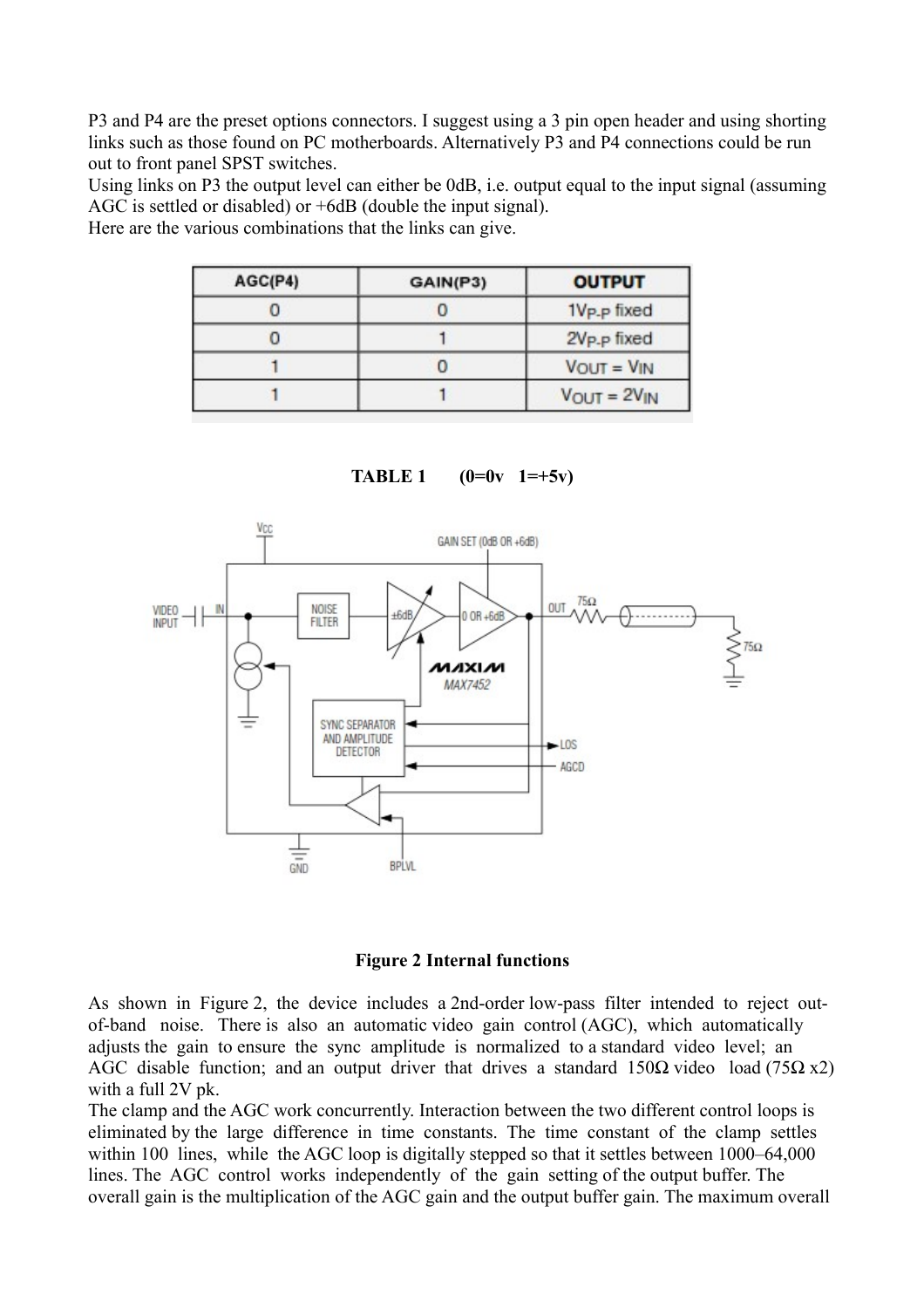P3 and P4 are the preset options connectors. I suggest using a 3 pin open header and using shorting links such as those found on PC motherboards. Alternatively P3 and P4 connections could be run out to front panel SPST switches.
Using links on P3 the output level can either be 0dB, i.e. output equal to the input signal (assuming AGC is settled or disabled) or +6dB (double the input signal).
Here are the various combinations that the links can give.

| AGC(P4) | GAIN(P3) | OUTPUT |
| --- | --- | --- |
| 0 | 0 | $1V_{P-P}$ fixed |
| 0 | 1 | $2V_{P-P}$ fixed |
| 1 | 0 | $V_{OUT} = V_{IN}$ |
| 1 | 1 | $V_{OUT} = 2V_{IN}$ |

**TABLE 1 (0=0v 1=+5v)**

**Figure 2 Internal functions**

As shown in Figure 2, the device includes a 2nd-order low-pass filter intended to reject out-of-band noise. There is also an automatic video gain control (AGC), which automatically adjusts the gain to ensure the sync amplitude is normalized to a standard video level; an AGC disable function; and an output driver that drives a standard 150Ω video load (75Ω x2) with a full 2V pk.
The clamp and the AGC work concurrently. Interaction between the two different control loops is eliminated by the large difference in time constants. The time constant of the clamp settles within 100 lines, while the AGC loop is digitally stepped so that it settles between 1000–64,000 lines. The AGC control works independently of the gain setting of the output buffer. The overall gain is the multiplication of the AGC gain and the output buffer gain. The maximum overall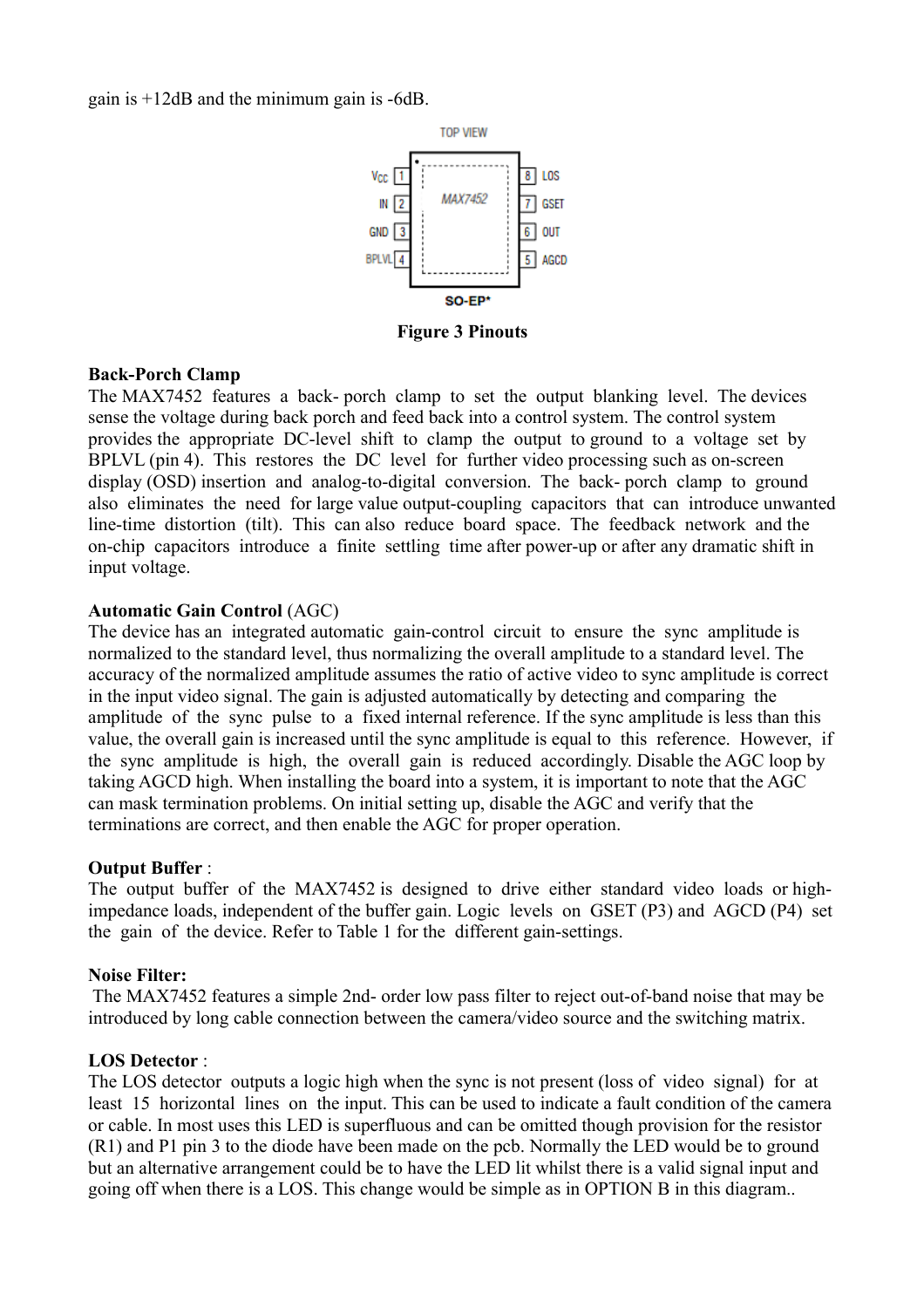gain is +12dB and the minimum gain is -6dB.

TOP VIEW

| | | | |
|---|---|---|---|
| $V_{CC}$ | 1 | 8 | LOS |
| IN | 2 | 7 | GSET |
| GND | 3 | 6 | OUT |
| BPLVL | 4 | 5 | AGCD |

MAX7452

SO-EP*

**Figure 3 Pinouts**

**Back-Porch Clamp**

The MAX7452 features a back- porch clamp to set the output blanking level. The devices sense the voltage during back porch and feed back into a control system. The control system provides the appropriate DC-level shift to clamp the output to ground to a voltage set by BPLVL (pin 4). This restores the DC level for further video processing such as on-screen display (OSD) insertion and analog-to-digital conversion. The back- porch clamp to ground also eliminates the need for large value output-coupling capacitors that can introduce unwanted line-time distortion (tilt). This can also reduce board space. The feedback network and the on-chip capacitors introduce a finite settling time after power-up or after any dramatic shift in input voltage.

**Automatic Gain Control** (AGC)

The device has an integrated automatic gain-control circuit to ensure the sync amplitude is normalized to the standard level, thus normalizing the overall amplitude to a standard level. The accuracy of the normalized amplitude assumes the ratio of active video to sync amplitude is correct in the input video signal. The gain is adjusted automatically by detecting and comparing the amplitude of the sync pulse to a fixed internal reference. If the sync amplitude is less than this value, the overall gain is increased until the sync amplitude is equal to this reference. However, if the sync amplitude is high, the overall gain is reduced accordingly. Disable the AGC loop by taking AGCD high. When installing the board into a system, it is important to note that the AGC can mask termination problems. On initial setting up, disable the AGC and verify that the terminations are correct, and then enable the AGC for proper operation.

**Output Buffer** :

The output buffer of the MAX7452 is designed to drive either standard video loads or high-impedance loads, independent of the buffer gain. Logic levels on GSET (P3) and AGCD (P4) set the gain of the device. Refer to Table 1 for the different gain-settings.

**Noise Filter:**

The MAX7452 features a simple 2nd- order low pass filter to reject out-of-band noise that may be introduced by long cable connection between the camera/video source and the switching matrix.

**LOS Detector** :

The LOS detector outputs a logic high when the sync is not present (loss of video signal) for at least 15 horizontal lines on the input. This can be used to indicate a fault condition of the camera or cable. In most uses this LED is superfluous and can be omitted though provision for the resistor (R1) and P1 pin 3 to the diode have been made on the pcb. Normally the LED would be to ground but an alternative arrangement could be to have the LED lit whilst there is a valid signal input and going off when there is a LOS. This change would be simple as in OPTION B in this diagram..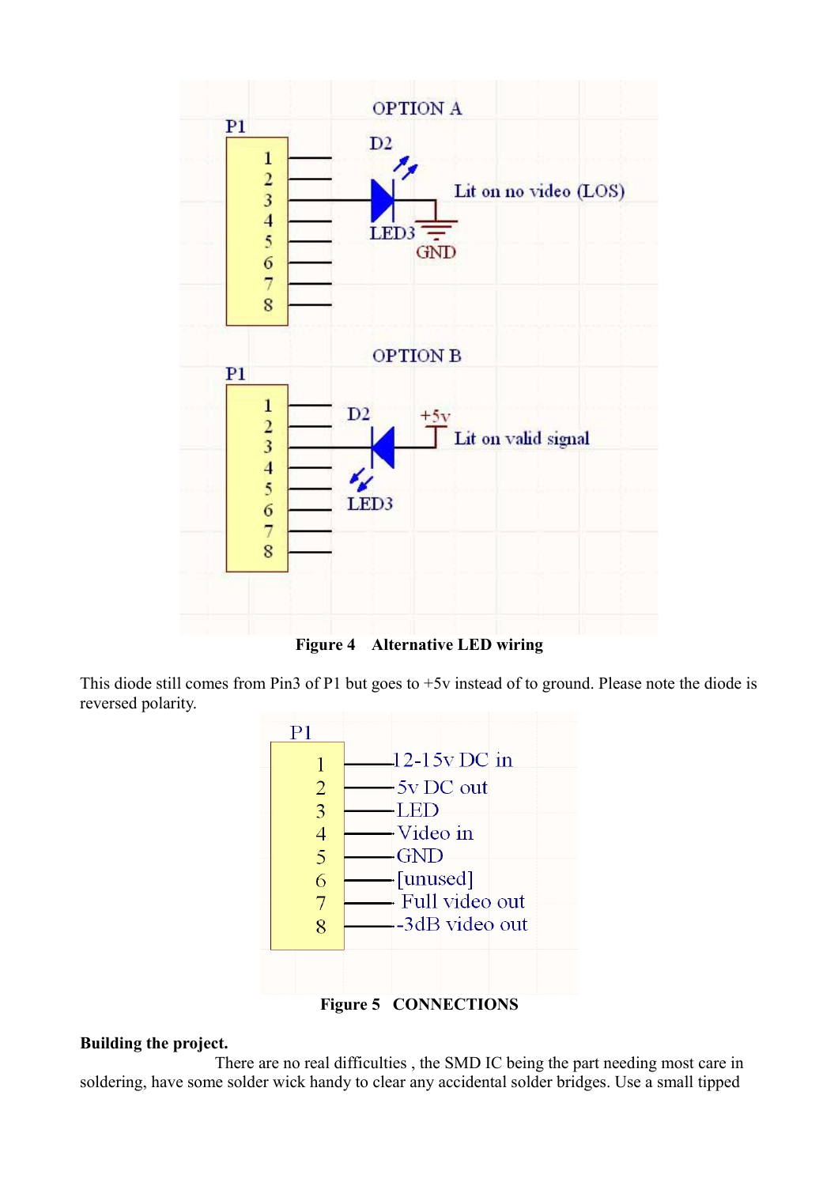**Figure 4 Alternative LED wiring**

This diode still comes from Pin3 of P1 but goes to +5v instead of to ground. Please note the diode is reversed polarity.

**Figure 5 CONNECTIONS**

**Building the project.**

There are no real difficulties , the SMD IC being the part needing most care in soldering, have some solder wick handy to clear any accidental solder bridges. Use a small tipped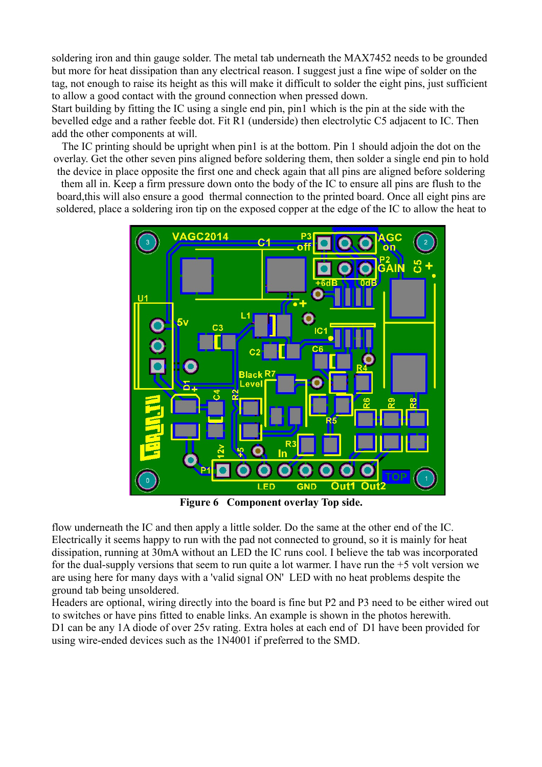soldering iron and thin gauge solder. The metal tab underneath the MAX7452 needs to be grounded but more for heat dissipation than any electrical reason. I suggest just a fine wipe of solder on the tag, not enough to raise its height as this will make it difficult to solder the eight pins, just sufficient to allow a good contact with the ground connection when pressed down.

Start building by fitting the IC using a single end pin, pin1 which is the pin at the side with the bevelled edge and a rather feeble dot. Fit R1 (underside) then electrolytic C5 adjacent to IC. Then add the other components at will.

The IC printing should be upright when pin1 is at the bottom. Pin 1 should adjoin the dot on the overlay. Get the other seven pins aligned before soldering them, then solder a single end pin to hold the device in place opposite the first one and check again that all pins are aligned before soldering them all in. Keep a firm pressure down onto the body of the IC to ensure all pins are flush to the board,this will also ensure a good thermal connection to the printed board. Once all eight pins are soldered, place a soldering iron tip on the exposed copper at the edge of the IC to allow the heat to

**Figure 6 Component overlay Top side.**

flow underneath the IC and then apply a little solder. Do the same at the other end of the IC. Electrically it seems happy to run with the pad not connected to ground, so it is mainly for heat dissipation, running at 30mA without an LED the IC runs cool. I believe the tab was incorporated for the dual-supply versions that seem to run quite a lot warmer. I have run the +5 volt version we are using here for many days with a 'valid signal ON' LED with no heat problems despite the ground tab being unsoldered.

Headers are optional, wiring directly into the board is fine but P2 and P3 need to be either wired out to switches or have pins fitted to enable links. An example is shown in the photos herewith.

D1 can be any 1A diode of over 25v rating. Extra holes at each end of D1 have been provided for using wire-ended devices such as the 1N4001 if preferred to the SMD.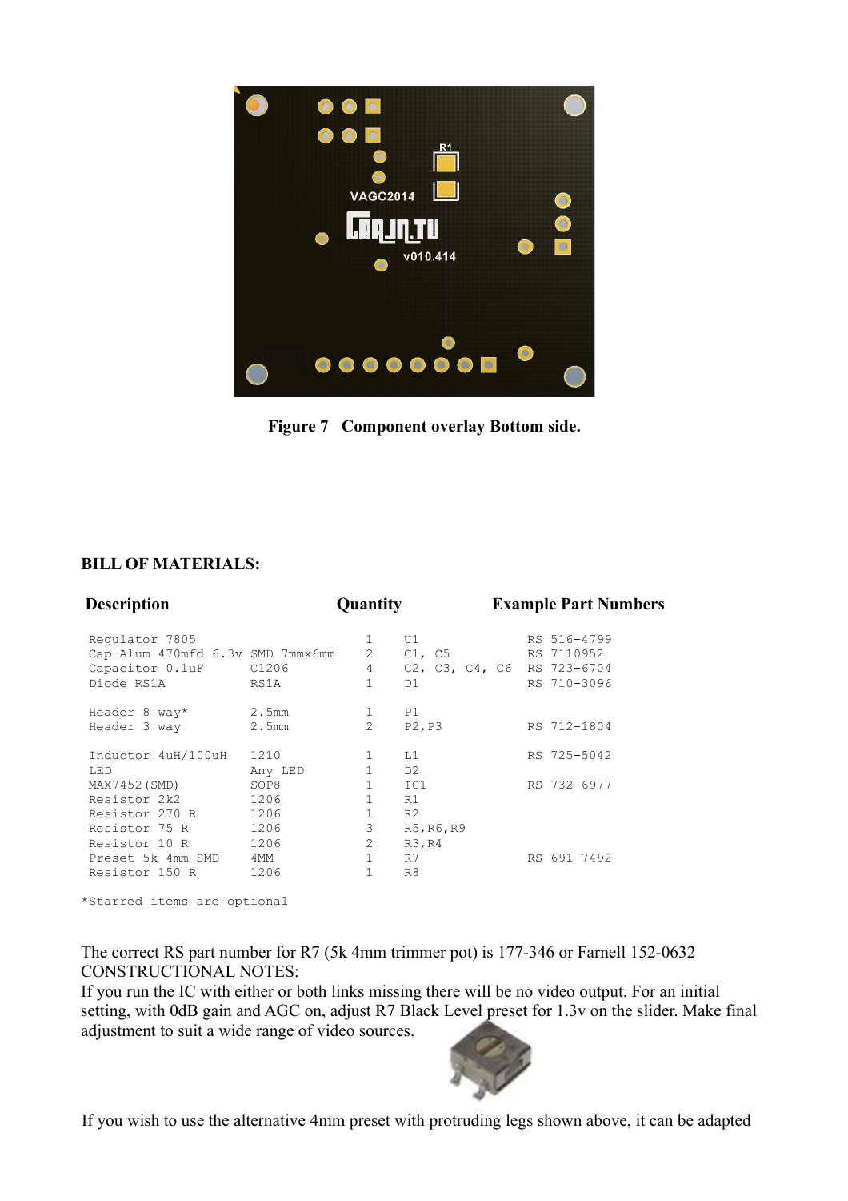**Figure 7 Component overlay Bottom side.**

**BILL OF MATERIALS:**

| Description | | Quantity | | Example Part Numbers |
|---|---|---|---|---|
| Regulator 7805 | | 1 | U1 | RS 516-4799 |
| Cap Alum 470mfd 6.3v | SMD 7mmx6mm | 2 | C1, C5 | RS 7110952 |
| Capacitor 0.1uF | C1206 | 4 | C2, C3, C4, C6 | RS 723-6704 |
| Diode RS1A | RS1A | 1 | D1 | RS 710-3096 |
| Header 8 way* | 2.5mm | 1 | P1 | |
| Header 3 way | 2.5mm | 2 | P2,P3 | RS 712-1804 |
| Inductor 4uH/100uH | 1210 | 1 | L1 | RS 725-5042 |
| LED | Any LED | 1 | D2 | |
| MAX7452(SMD) | SOP8 | 1 | IC1 | RS 732-6977 |
| Resistor 2k2 | 1206 | 1 | R1 | |
| Resistor 270 R | 1206 | 1 | R2 | |
| Resistor 75 R | 1206 | 3 | R5,R6,R9 | |
| Resistor 10 R | 1206 | 2 | R3,R4 | |
| Preset 5k 4mm SMD | 4MM | 1 | R7 | RS 691-7492 |
| Resistor 150 R | 1206 | 1 | R8 | |

*Starred items are optional

The correct RS part number for R7 (5k 4mm trimmer pot) is 177-346 or Farnell 152-0632

CONSTRUCTIONAL NOTES:

If you run the IC with either or both links missing there will be no video output. For an initial setting, with 0dB gain and AGC on, adjust R7 Black Level preset for 1.3v on the slider. Make final adjustment to suit a wide range of video sources.

If you wish to use the alternative 4mm preset with protruding legs shown above, it can be adapted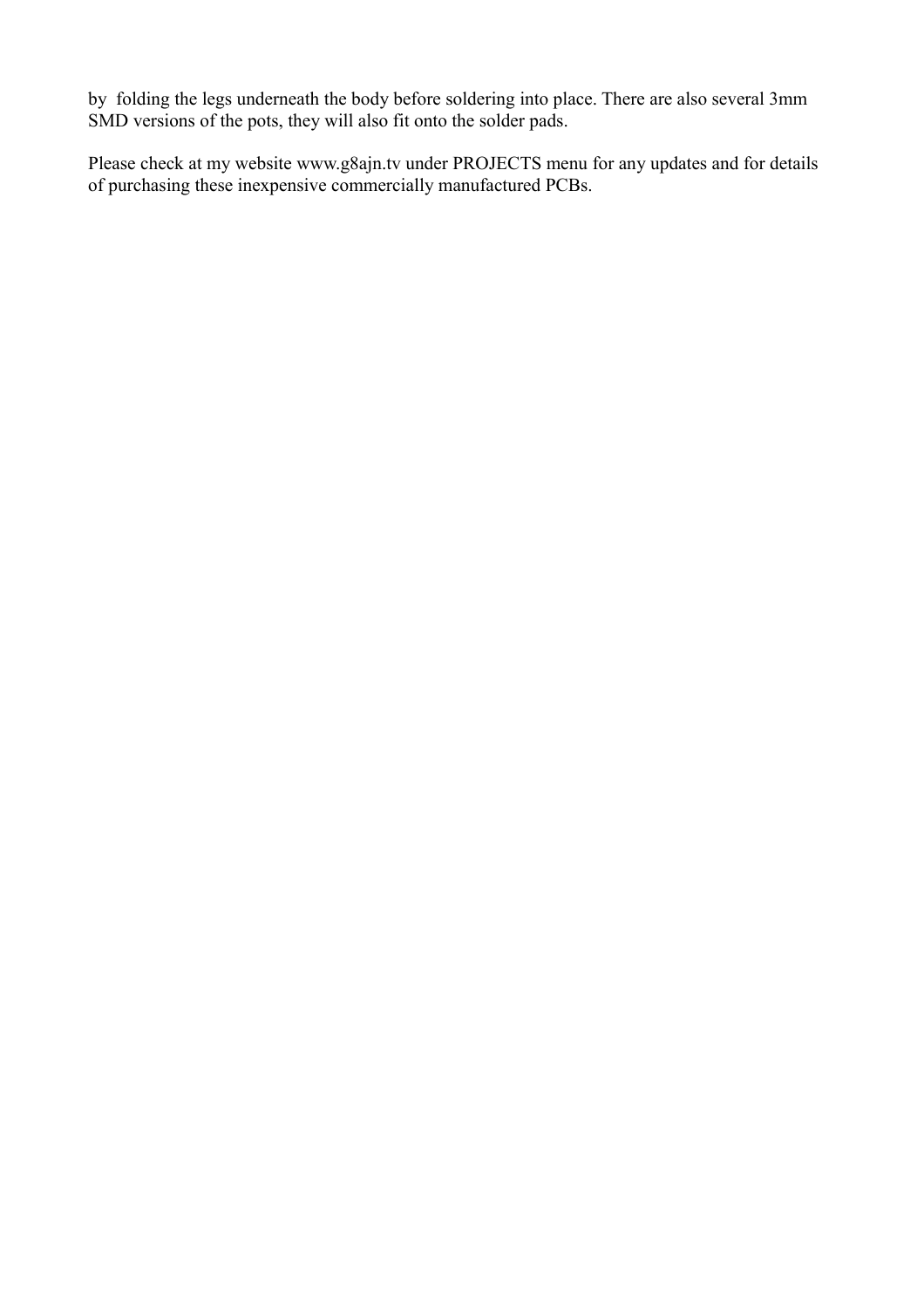by  folding the legs underneath the body before soldering into place. There are also several 3mm SMD versions of the pots, they will also fit onto the solder pads.

Please check at my website www.g8ajn.tv under PROJECTS menu for any updates and for details of purchasing these inexpensive commercially manufactured PCBs.